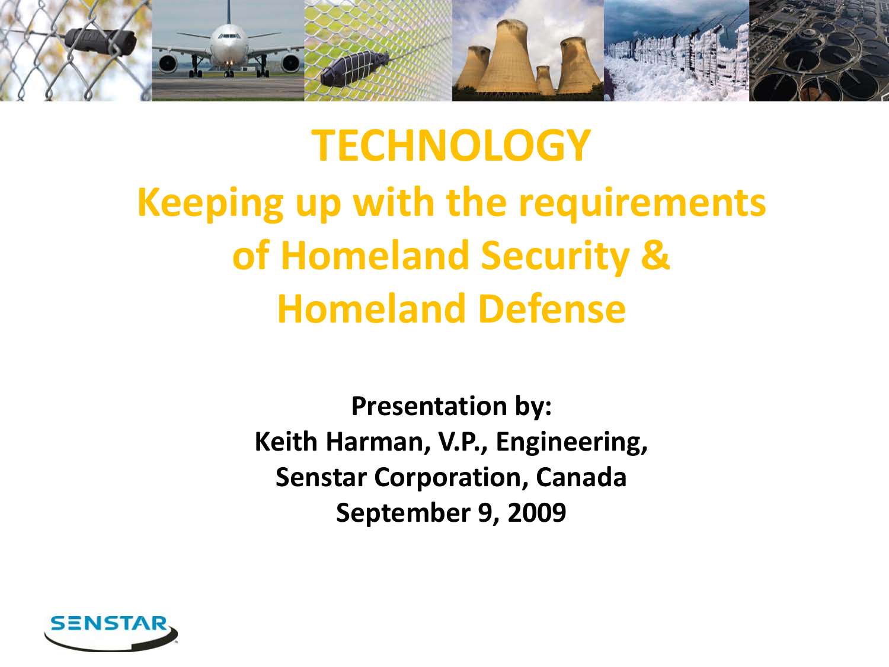# TECHNOLOGY

## Keeping up with the requirements of Homeland Security & Homeland Defense

**Presentation by:**
**Keith Harman, V.P., Engineering,**
**Senstar Corporation, Canada**
**September 9, 2009**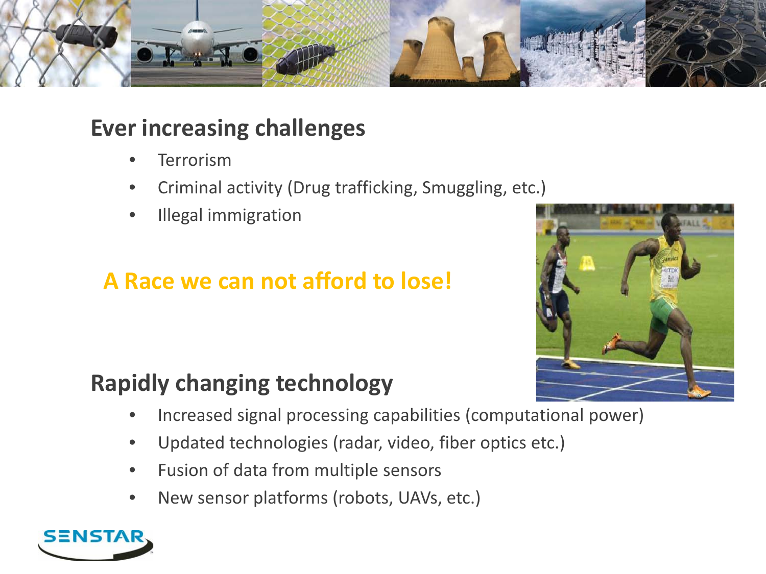## Ever increasing challenges

- Terrorism
- Criminal activity (Drug trafficking, Smuggling, etc.)
- Illegal immigration

**A Race we can not afford to lose!**

## Rapidly changing technology

- Increased signal processing capabilities (computational power)
- Updated technologies (radar, video, fiber optics etc.)
- Fusion of data from multiple sensors
- New sensor platforms (robots, UAVs, etc.)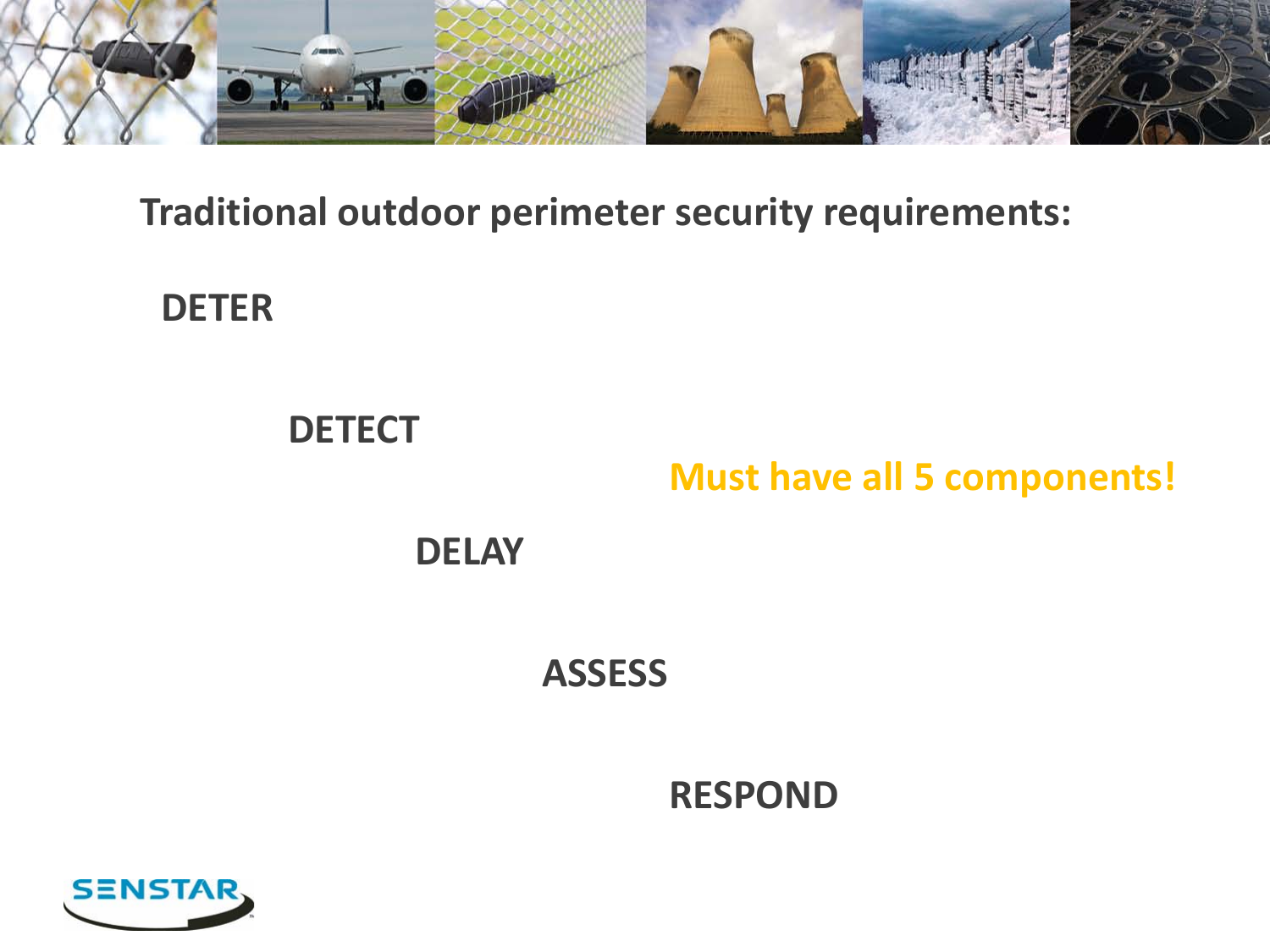**Traditional outdoor perimeter security requirements:**

**DETER**

**DETECT**

**DELAY**

**ASSESS**

**RESPOND**

**Must have all 5 components!**

SENSTAR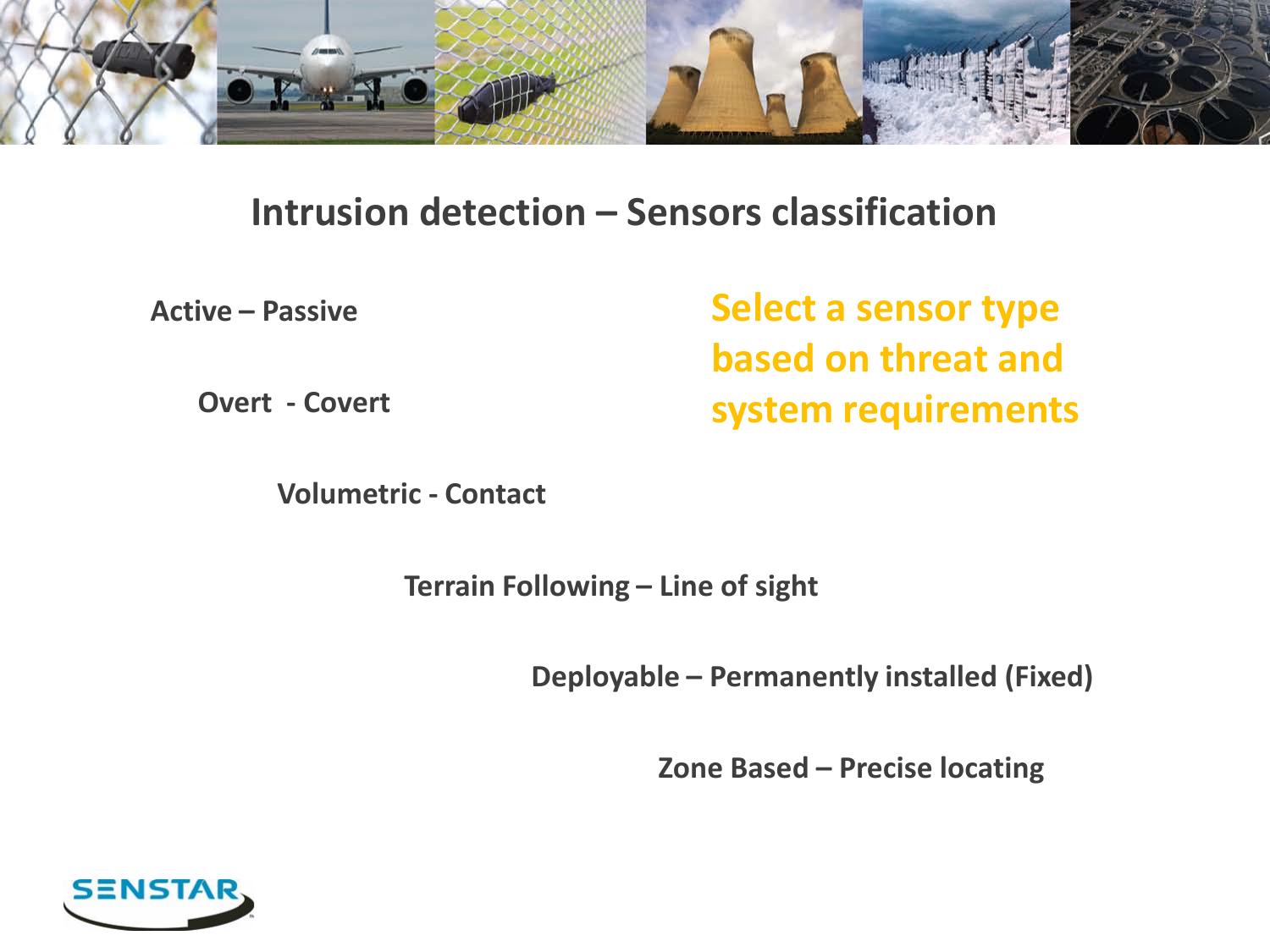# Intrusion detection – Sensors classification

**Active – Passive**

**Overt - Covert**

**Volumetric - Contact**

**Terrain Following – Line of sight**

**Deployable – Permanently installed (Fixed)**

**Zone Based – Precise locating**

**Select a sensor type based on threat and system requirements**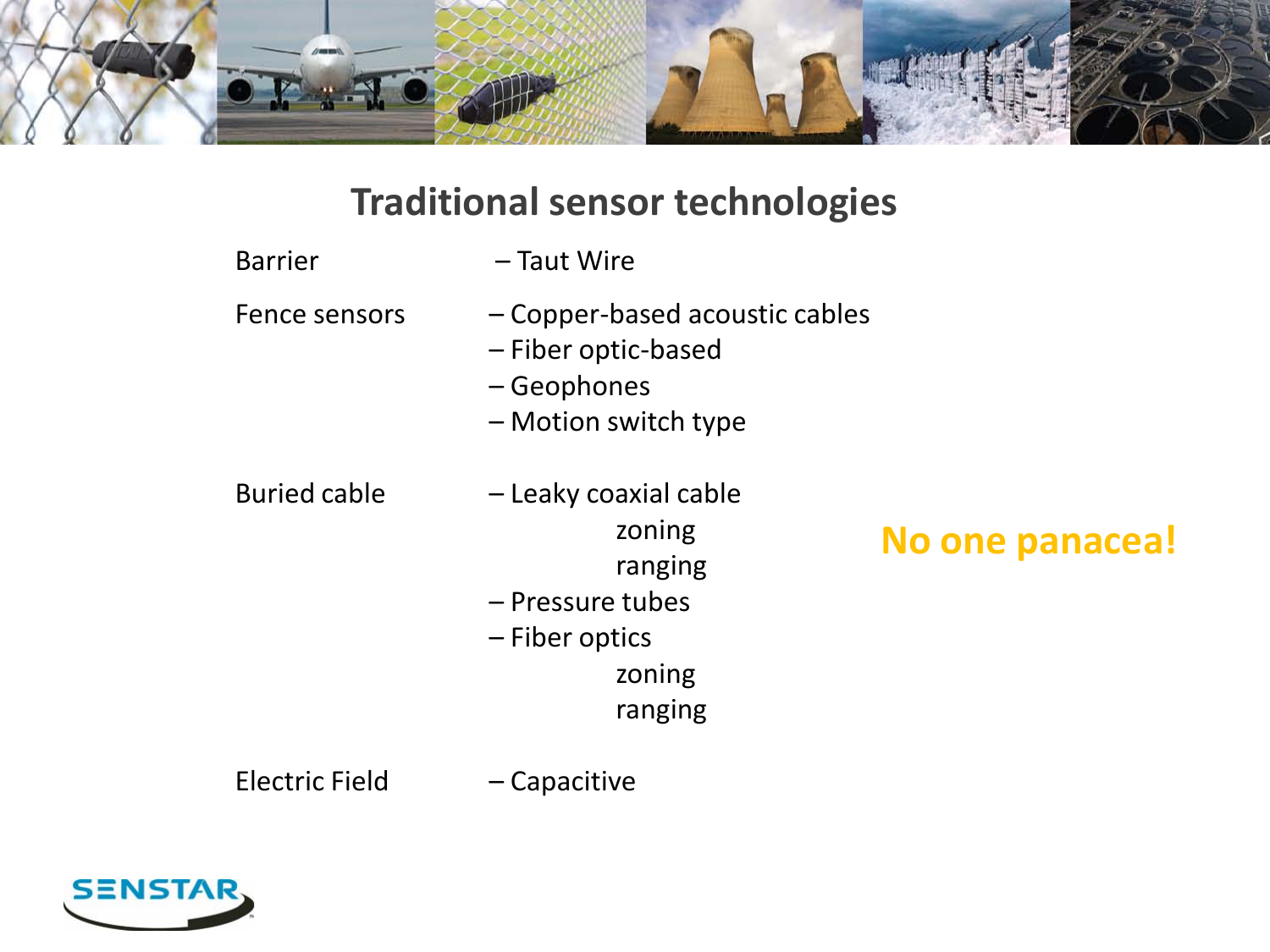# Traditional sensor technologies

Barrier – Taut Wire

Fence sensors
- – Copper-based acoustic cables
- – Fiber optic-based
- – Geophones
- – Motion switch type

Buried cable
- – Leaky coaxial cable
  - zoning
  - ranging
- – Pressure tubes
- – Fiber optics
  - zoning
  - ranging

Electric Field – Capacitive

**No one panacea!**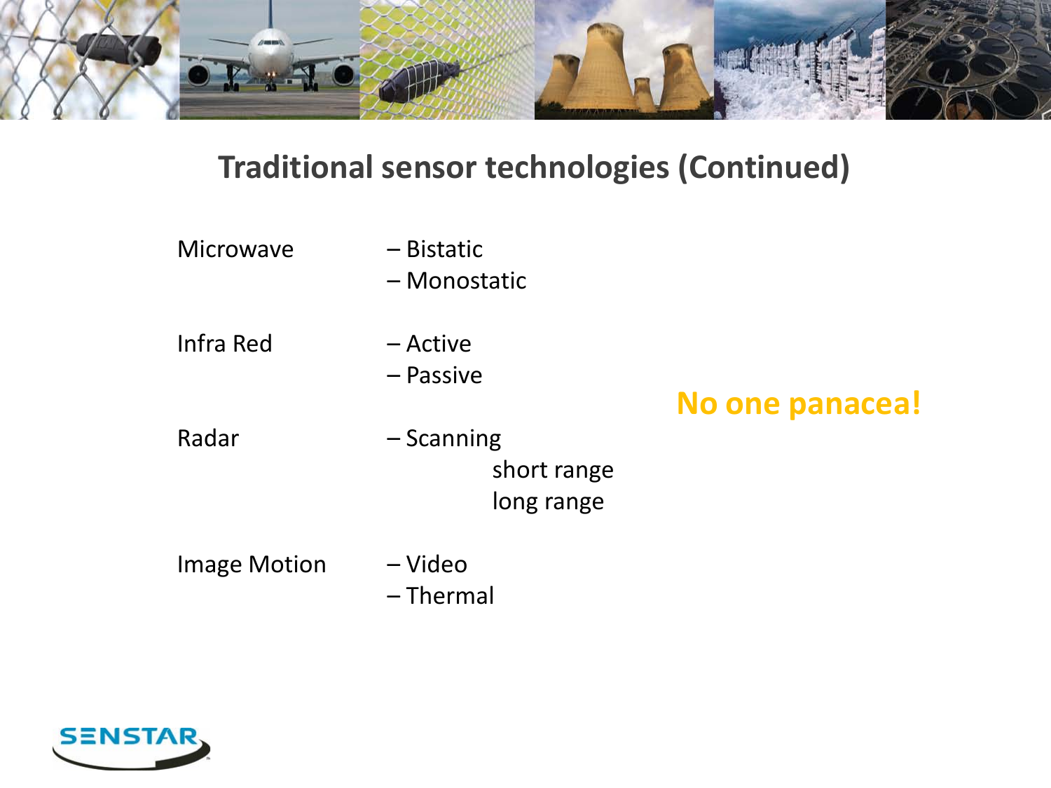# Traditional sensor technologies (Continued)

Microwave
- Bistatic
- Monostatic

Infra Red
- Active
- Passive

Radar
- Scanning
  - short range
  - long range

Image Motion
- Video
- Thermal

**No one panacea!**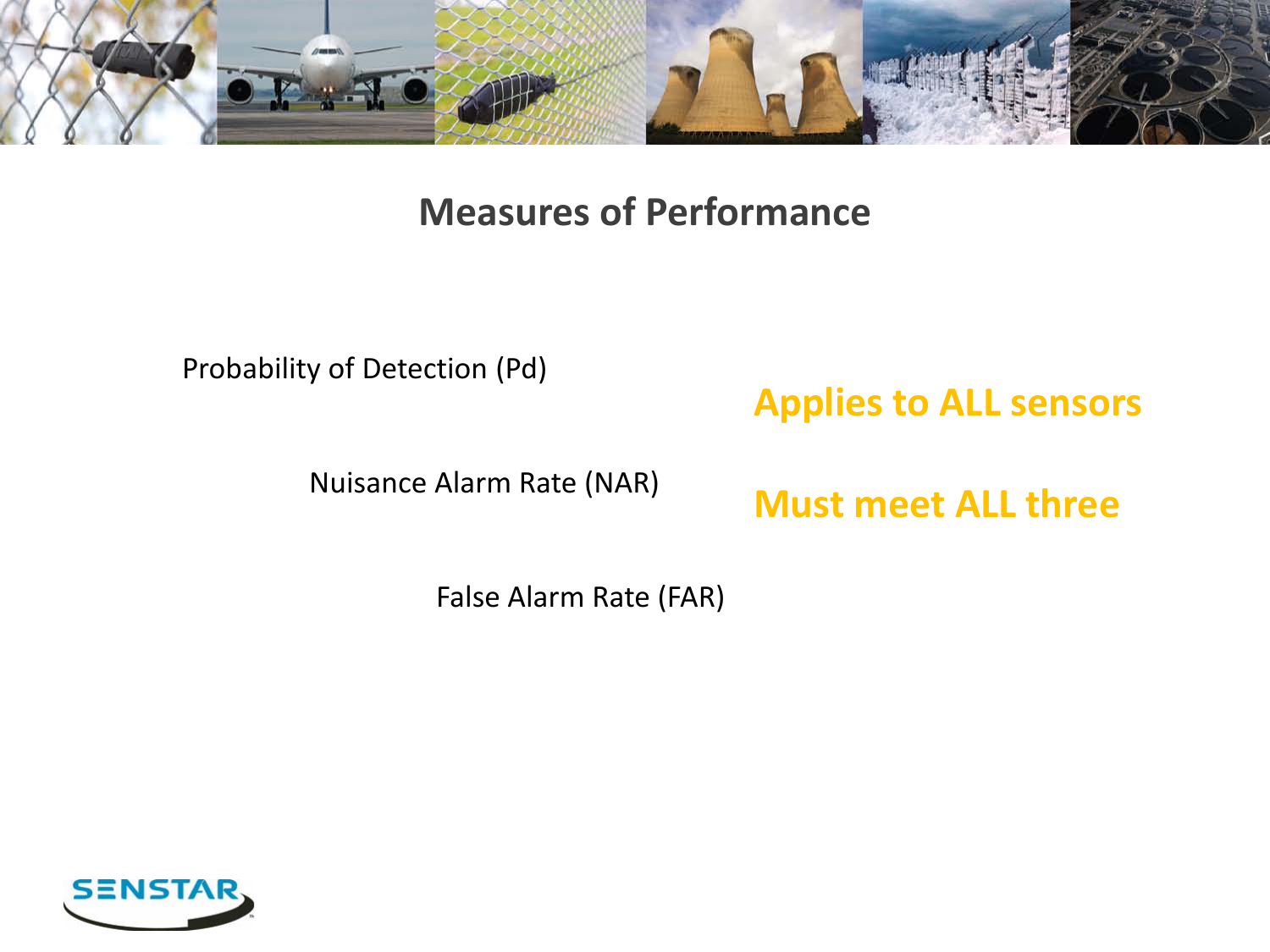# Measures of Performance

Probability of Detection (Pd)

Nuisance Alarm Rate (NAR)

False Alarm Rate (FAR)

**Applies to ALL sensors**

**Must meet ALL three**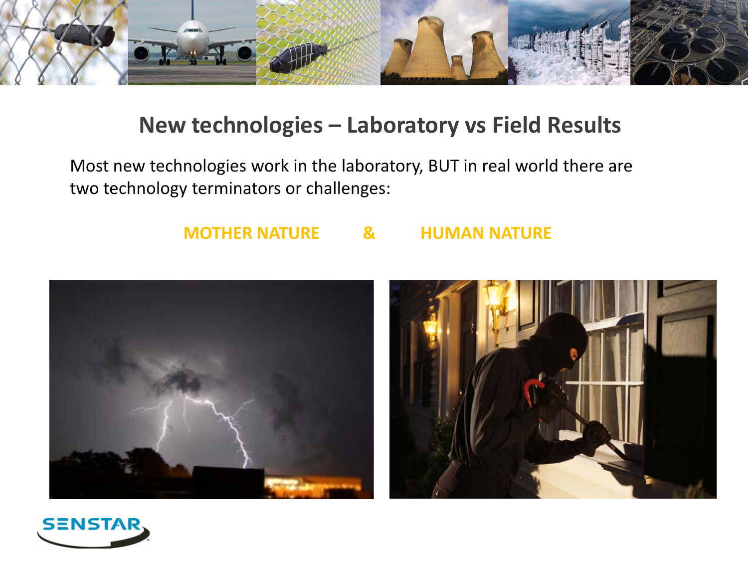## New technologies – Laboratory vs Field Results

Most new technologies work in the laboratory, BUT in real world there are two technology terminators or challenges:

**MOTHER NATURE & HUMAN NATURE**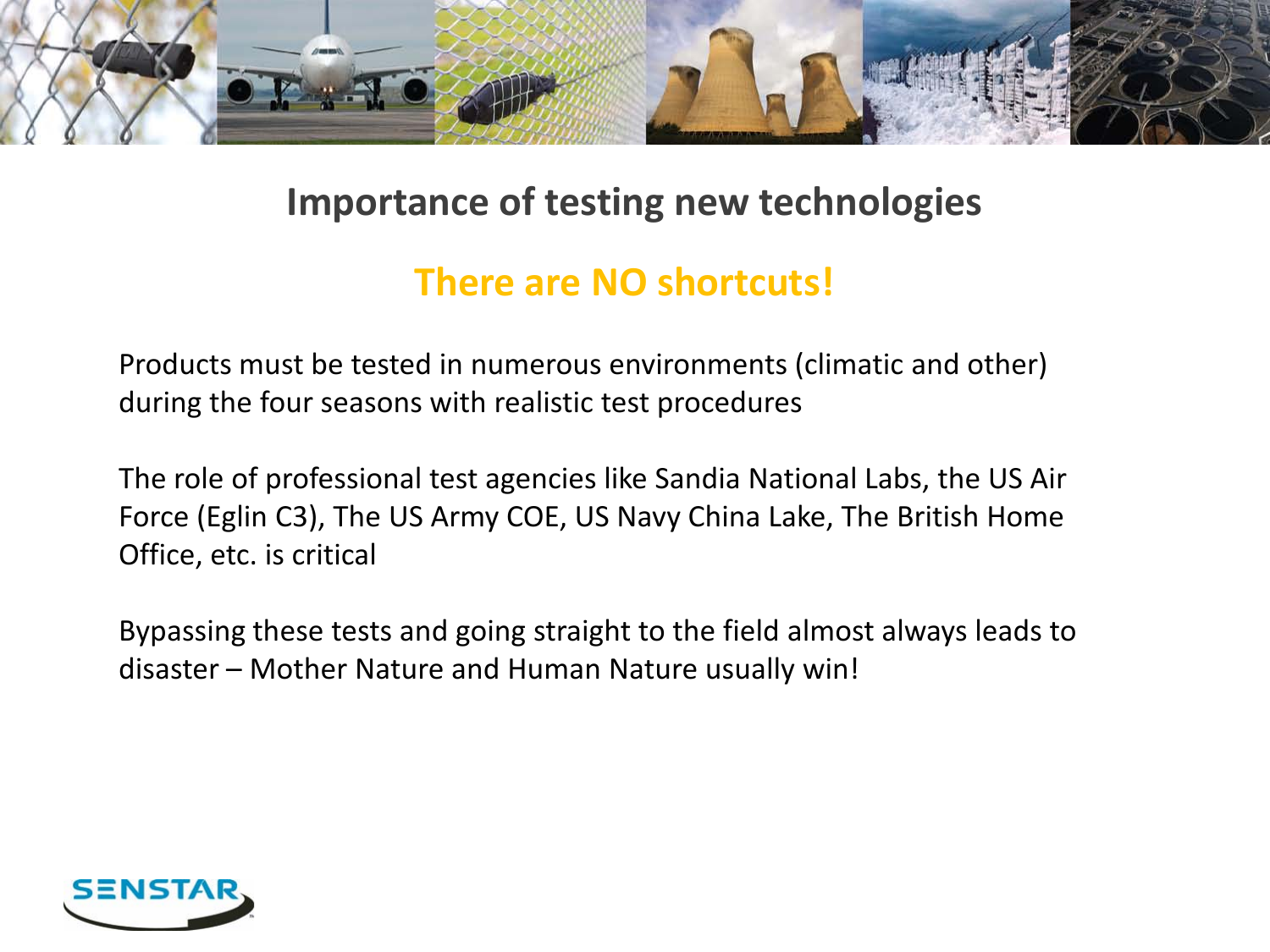# Importance of testing new technologies

## There are NO shortcuts!

Products must be tested in numerous environments (climatic and other) during the four seasons with realistic test procedures

The role of professional test agencies like Sandia National Labs, the US Air Force (Eglin C3), The US Army COE, US Navy China Lake, The British Home Office, etc. is critical

Bypassing these tests and going straight to the field almost always leads to disaster – Mother Nature and Human Nature usually win!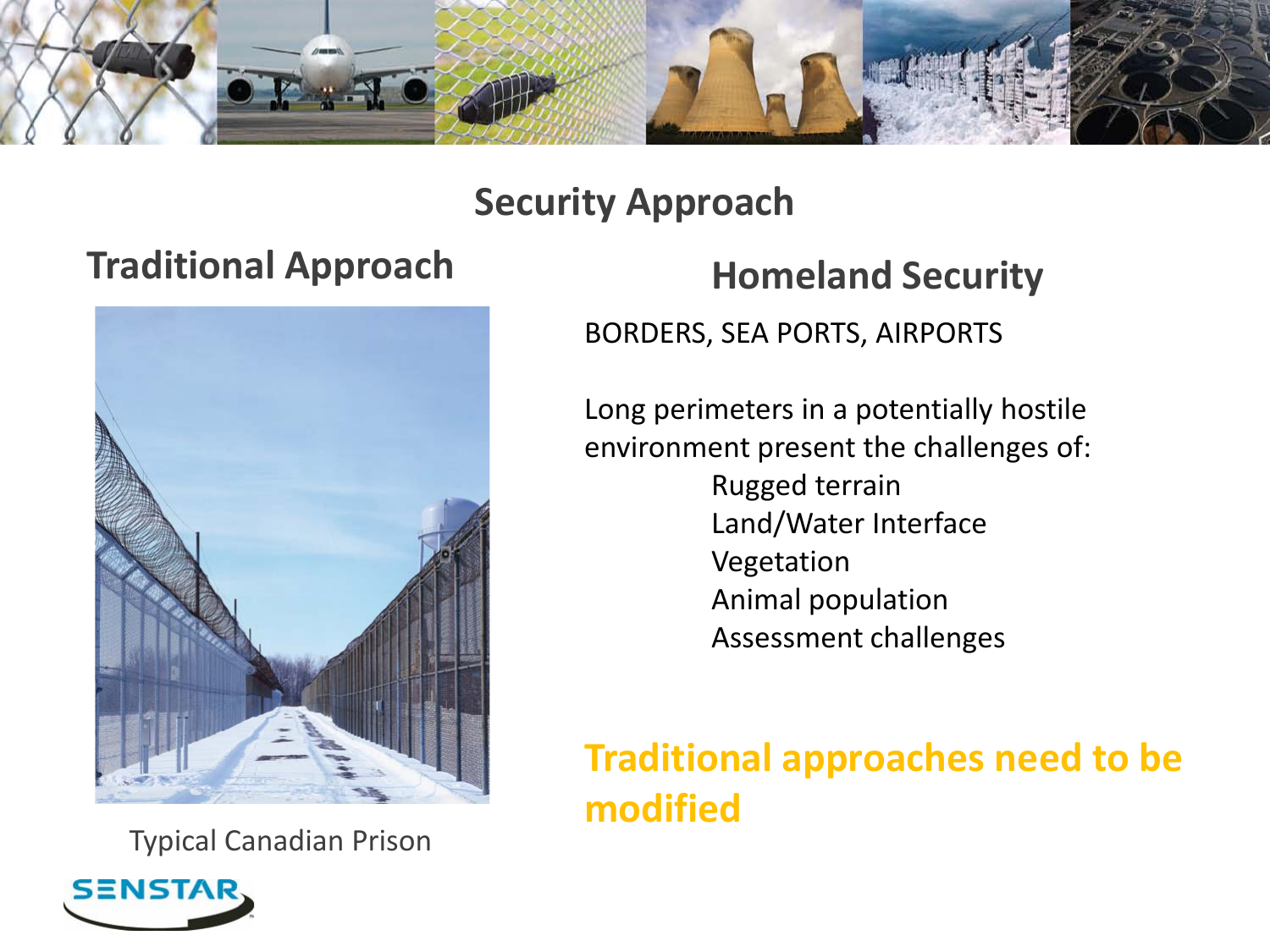# Security Approach

## Traditional Approach

Typical Canadian Prison

## Homeland Security

BORDERS, SEA PORTS, AIRPORTS

Long perimeters in a potentially hostile environment present the challenges of:

- Rugged terrain
- Land/Water Interface
- Vegetation
- Animal population
- Assessment challenges

**Traditional approaches need to be modified**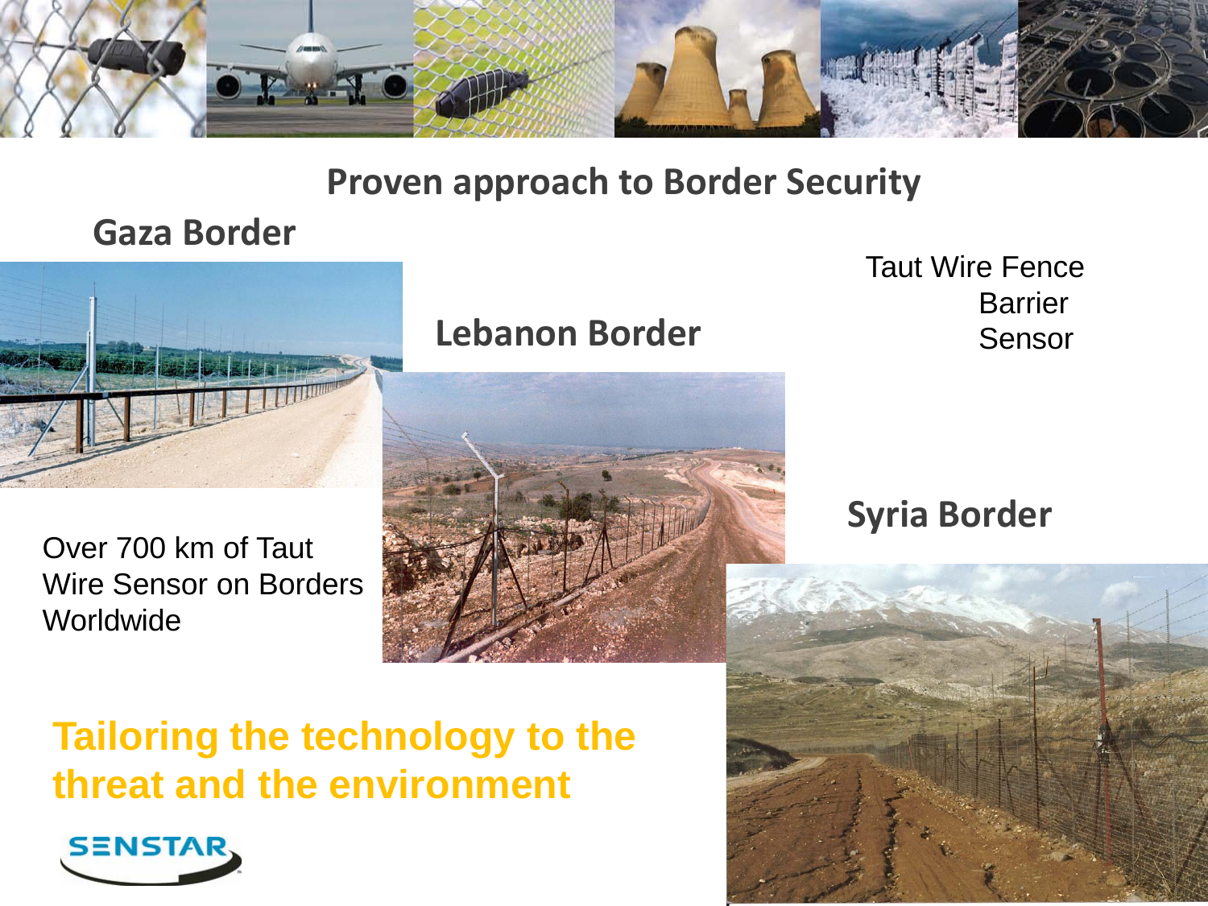## Proven approach to Border Security

### Gaza Border

### Lebanon Border

Taut Wire Fence
Barrier
Sensor

### Syria Border

Over 700 km of Taut Wire Sensor on Borders Worldwide

**Tailoring the technology to the threat and the environment**

SENSTAR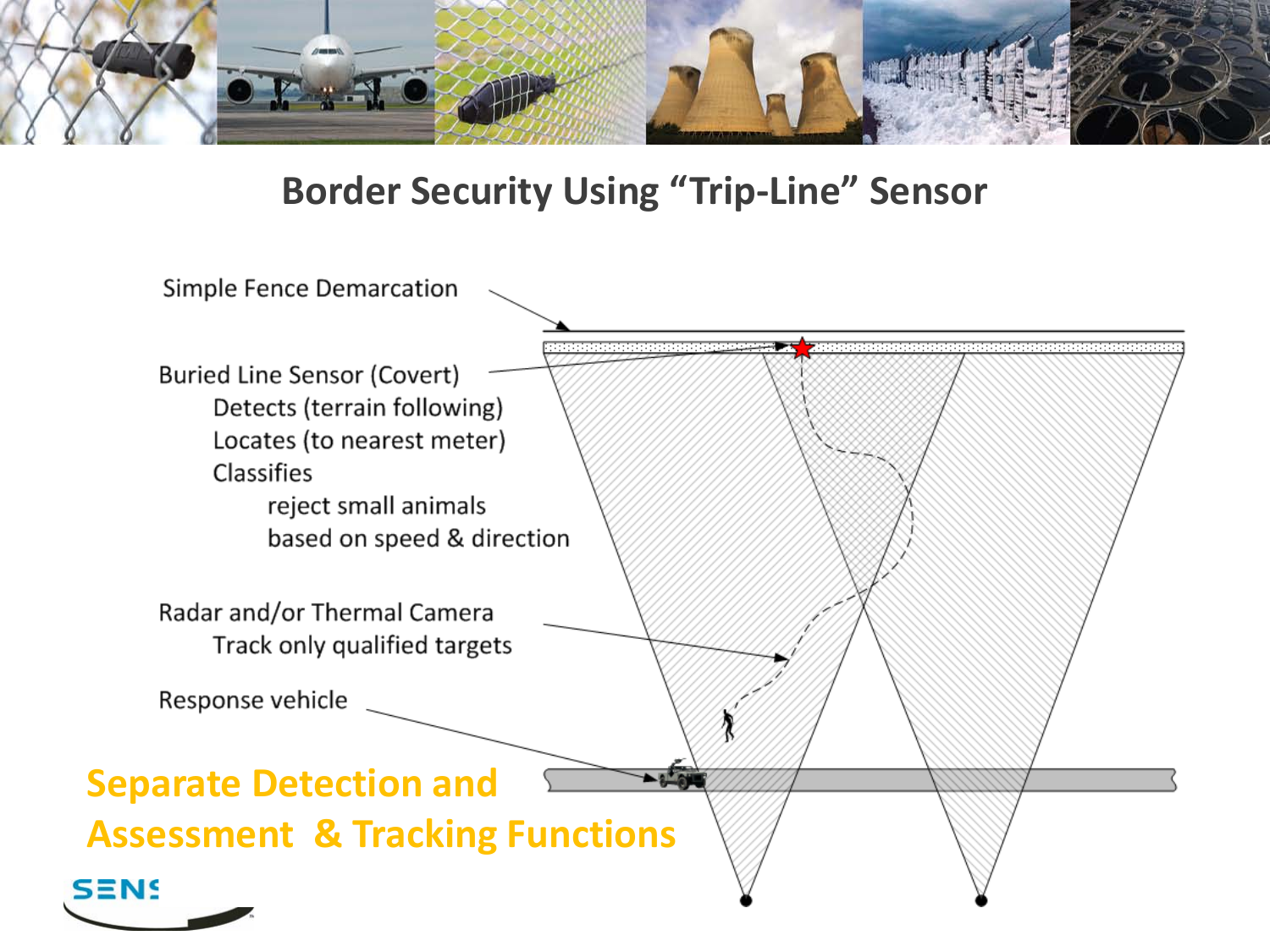# Border Security Using "Trip-Line" Sensor

Simple Fence Demarcation

Buried Line Sensor (Covert)
- Detects (terrain following)
- Locates (to nearest meter)
- Classifies
  - reject small animals
  - based on speed & direction

Radar and/or Thermal Camera
- Track only qualified targets

Response vehicle

**Separate Detection and Assessment & Tracking Functions**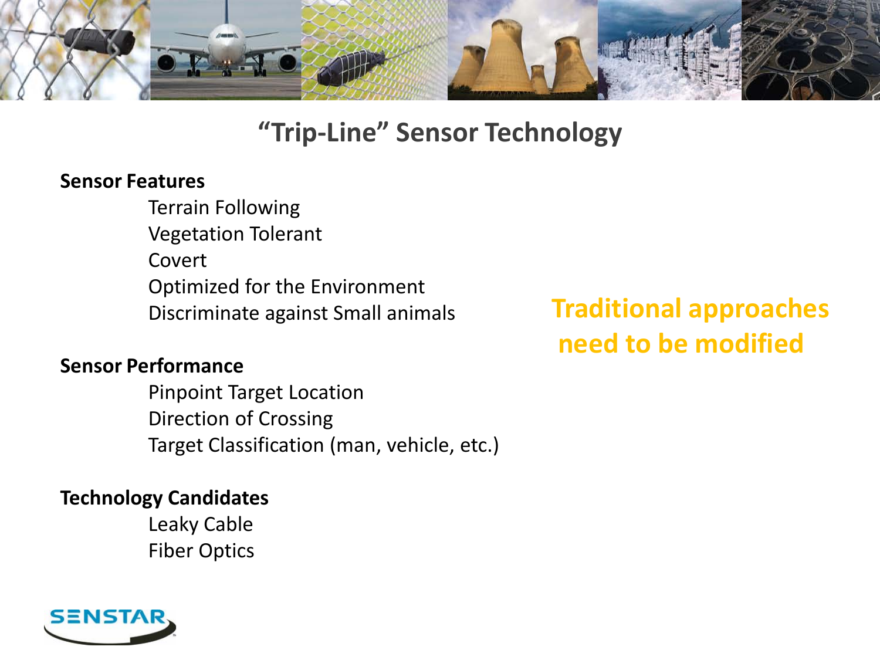# "Trip-Line" Sensor Technology

**Sensor Features**

- Terrain Following
- Vegetation Tolerant
- Covert
- Optimized for the Environment
- Discriminate against Small animals

**Sensor Performance**

- Pinpoint Target Location
- Direction of Crossing
- Target Classification (man, vehicle, etc.)

**Technology Candidates**

- Leaky Cable
- Fiber Optics

**Traditional approaches need to be modified**

SENSTAR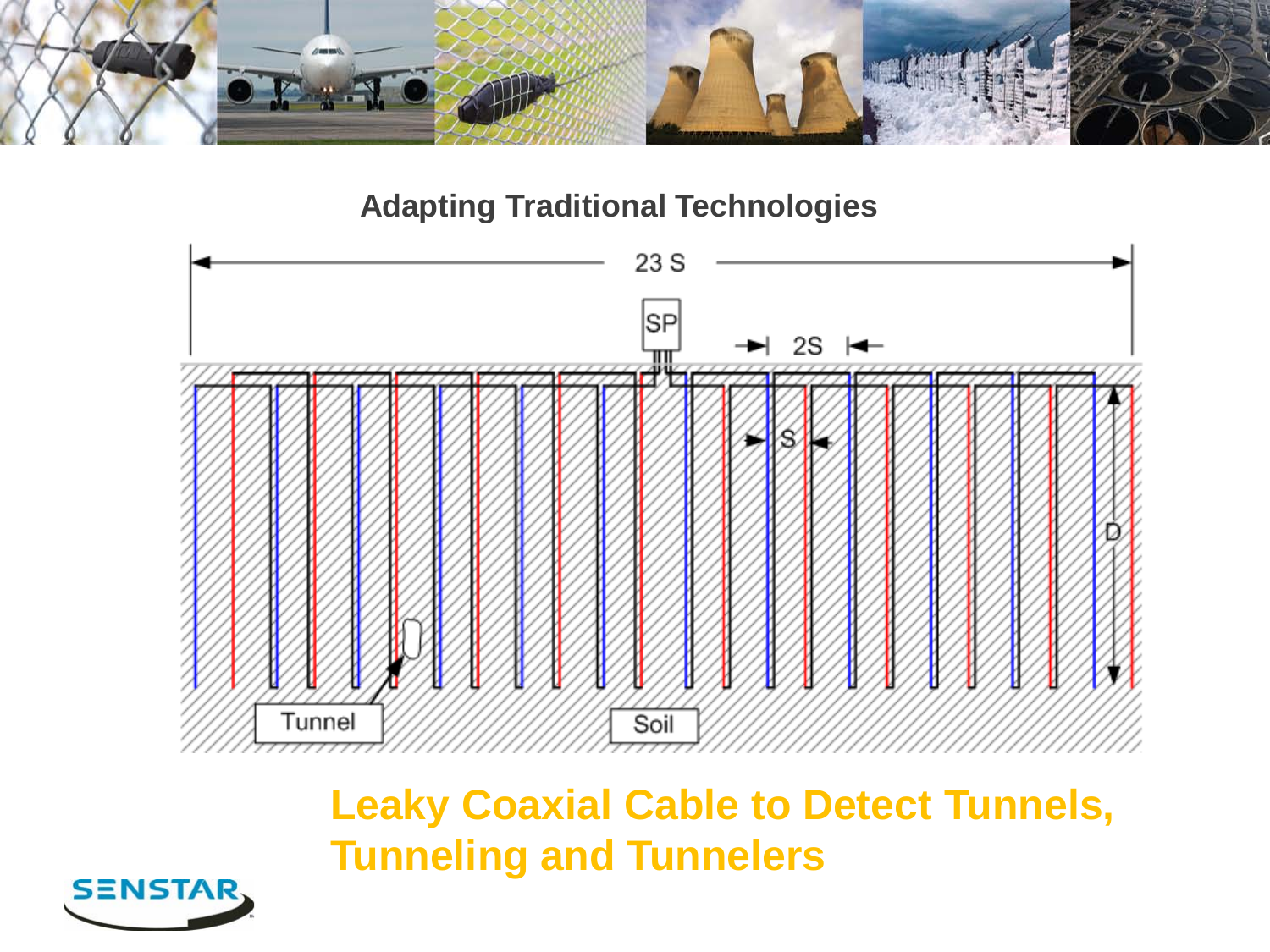## Adapting Traditional Technologies

# Leaky Coaxial Cable to Detect Tunnels, Tunneling and Tunnelers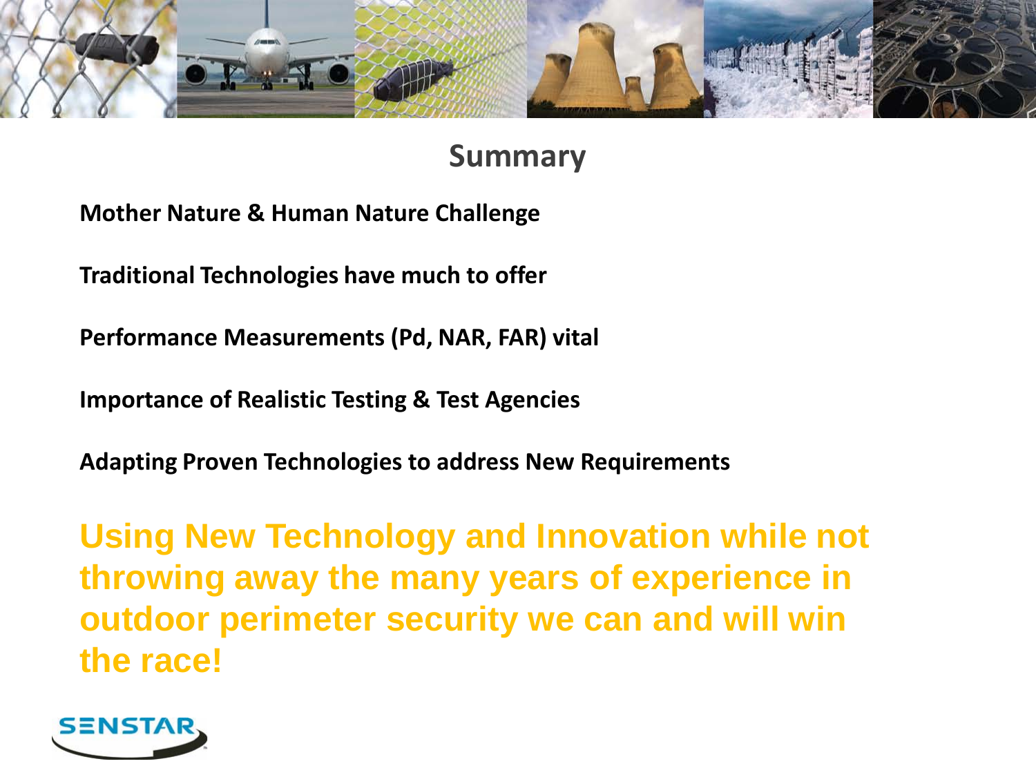## Summary

**Mother Nature & Human Nature Challenge**

**Traditional Technologies have much to offer**

**Performance Measurements (Pd, NAR, FAR) vital**

**Importance of Realistic Testing & Test Agencies**

**Adapting Proven Technologies to address New Requirements**

**Using New Technology and Innovation while not throwing away the many years of experience in outdoor perimeter security we can and will win the race!**

SENSTAR